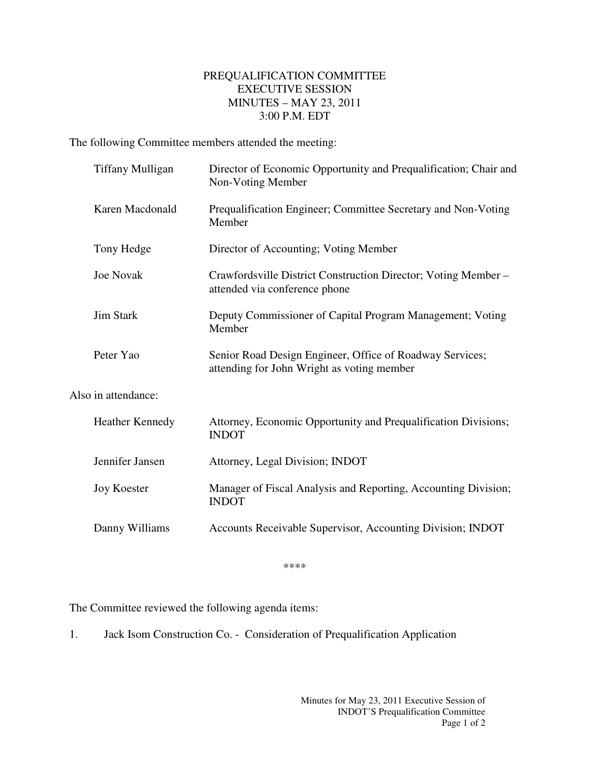# PREQUALIFICATION COMMITTEE
## EXECUTIVE SESSION
## MINUTES – MAY 23, 2011
## 3:00 P.M. EDT

The following Committee members attended the meeting:

| | |
|---|---|
| Tiffany Mulligan | Director of Economic Opportunity and Prequalification; Chair and Non-Voting Member |
| Karen Macdonald | Prequalification Engineer; Committee Secretary and Non-Voting Member |
| Tony Hedge | Director of Accounting; Voting Member |
| Joe Novak | Crawfordsville District Construction Director; Voting Member – attended via conference phone |
| Jim Stark | Deputy Commissioner of Capital Program Management; Voting Member |
| Peter Yao | Senior Road Design Engineer, Office of Roadway Services; attending for John Wright as voting member |

Also in attendance:

| | |
|---|---|
| Heather Kennedy | Attorney, Economic Opportunity and Prequalification Divisions; INDOT |
| Jennifer Jansen | Attorney, Legal Division; INDOT |
| Joy Koester | Manager of Fiscal Analysis and Reporting, Accounting Division; INDOT |
| Danny Williams | Accounts Receivable Supervisor, Accounting Division; INDOT |

****

The Committee reviewed the following agenda items:

1. Jack Isom Construction Co. - Consideration of Prequalification Application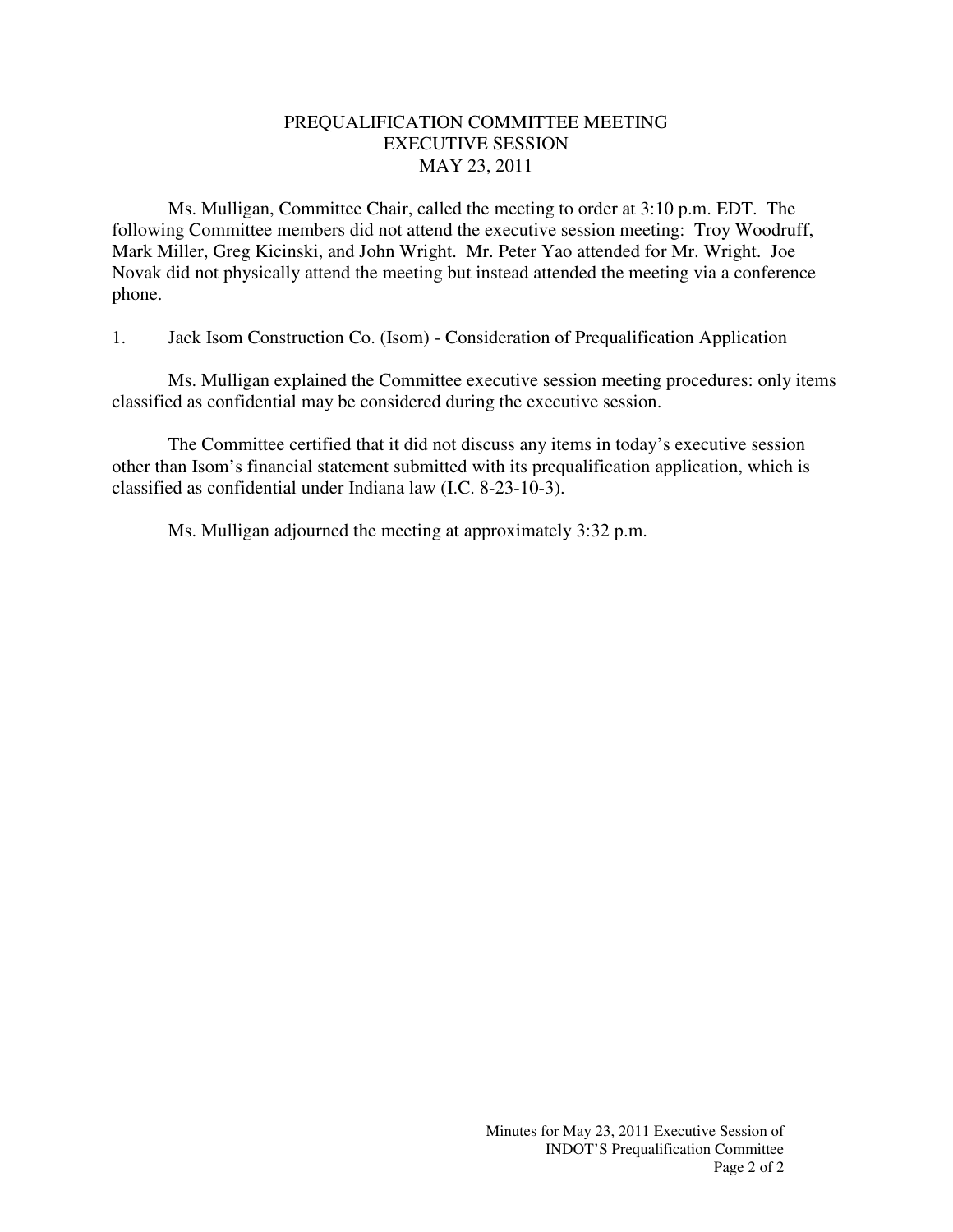# PREQUALIFICATION COMMITTEE MEETING
## EXECUTIVE SESSION
## MAY 23, 2011

Ms. Mulligan, Committee Chair, called the meeting to order at 3:10 p.m. EDT. The following Committee members did not attend the executive session meeting: Troy Woodruff, Mark Miller, Greg Kicinski, and John Wright. Mr. Peter Yao attended for Mr. Wright. Joe Novak did not physically attend the meeting but instead attended the meeting via a conference phone.

1. Jack Isom Construction Co. (Isom) - Consideration of Prequalification Application

Ms. Mulligan explained the Committee executive session meeting procedures: only items classified as confidential may be considered during the executive session.

The Committee certified that it did not discuss any items in today's executive session other than Isom's financial statement submitted with its prequalification application, which is classified as confidential under Indiana law (I.C. 8-23-10-3).

Ms. Mulligan adjourned the meeting at approximately 3:32 p.m.